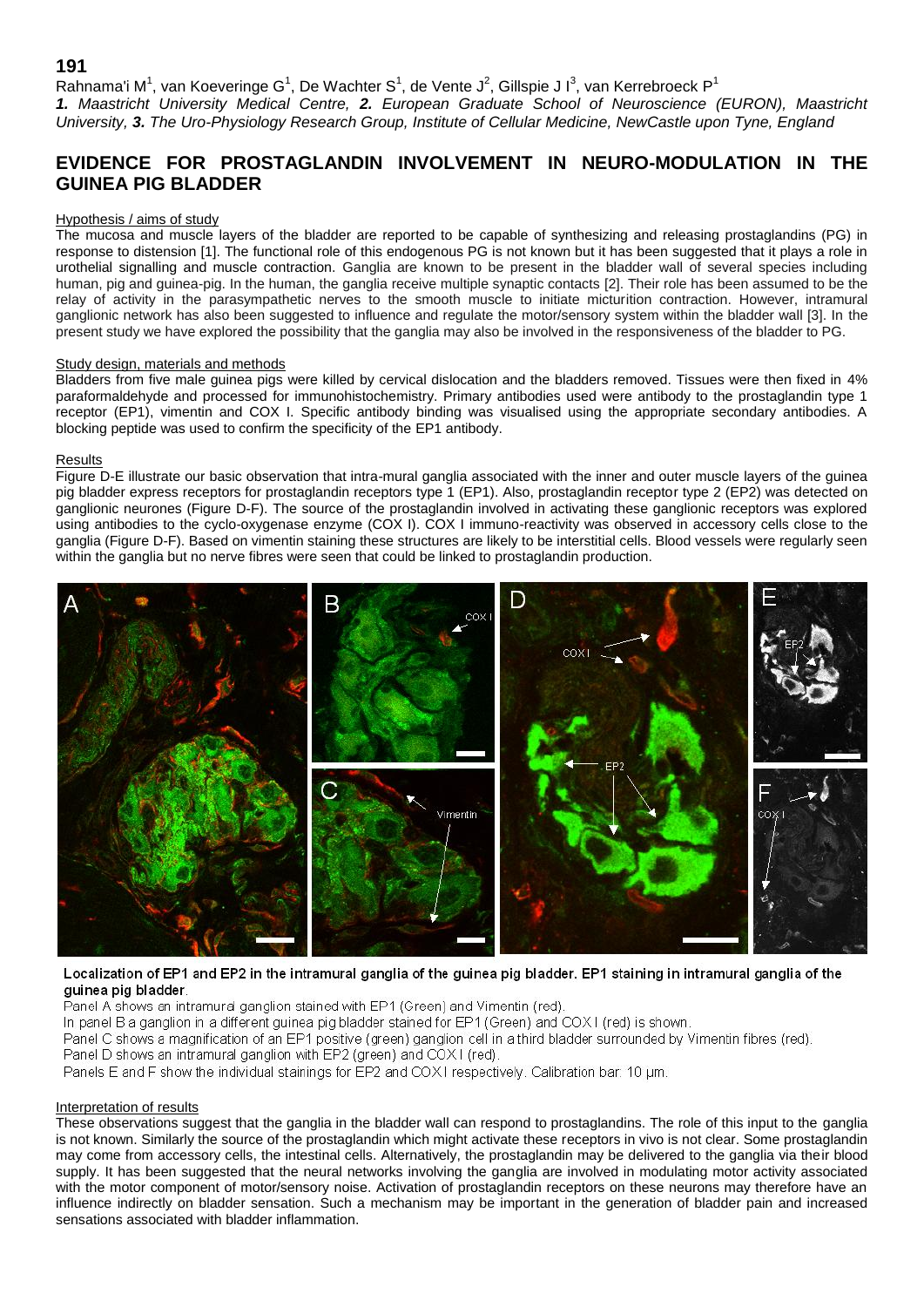**191**

Rahnama'i M[1], van Koeveringe G[1], De Wachter S[1], de Vente J[2], Gillspie J I[3], van Kerrebroeck P[1]

***1.** Maastricht University Medical Centre, **2.** European Graduate School of Neuroscience (EURON), Maastricht University, **3.** The Uro-Physiology Research Group, Institute of Cellular Medicine, NewCastle upon Tyne, England*

## EVIDENCE FOR PROSTAGLANDIN INVOLVEMENT IN NEURO-MODULATION IN THE GUINEA PIG BLADDER

### Hypothesis / aims of study

The mucosa and muscle layers of the bladder are reported to be capable of synthesizing and releasing prostaglandins (PG) in response to distension [1]. The functional role of this endogenous PG is not known but it has been suggested that it plays a role in urothelial signalling and muscle contraction. Ganglia are known to be present in the bladder wall of several species including human, pig and guinea-pig. In the human, the ganglia receive multiple synaptic contacts [2]. Their role has been assumed to be the relay of activity in the parasympathetic nerves to the smooth muscle to initiate micturition contraction. However, intramural ganglionic network has also been suggested to influence and regulate the motor/sensory system within the bladder wall [3]. In the present study we have explored the possibility that the ganglia may also be involved in the responsiveness of the bladder to PG.

### Study design, materials and methods

Bladders from five male guinea pigs were killed by cervical dislocation and the bladders removed. Tissues were then fixed in 4% paraformaldehyde and processed for immunohistochemistry. Primary antibodies used were antibody to the prostaglandin type 1 receptor (EP1), vimentin and COX I. Specific antibody binding was visualised using the appropriate secondary antibodies. A blocking peptide was used to confirm the specificity of the EP1 antibody.

### Results

Figure D-E illustrate our basic observation that intra-mural ganglia associated with the inner and outer muscle layers of the guinea pig bladder express receptors for prostaglandin receptors type 1 (EP1). Also, prostaglandin receptor type 2 (EP2) was detected on ganglionic neurones (Figure D-F). The source of the prostaglandin involved in activating these ganglionic receptors was explored using antibodies to the cyclo-oxygenase enzyme (COX I). COX I immuno-reactivity was observed in accessory cells close to the ganglia (Figure D-F). Based on vimentin staining these structures are likely to be interstitial cells. Blood vessels were regularly seen within the ganglia but no nerve fibres were seen that could be linked to prostaglandin production.

Localization of EP1 and EP2 in the intramural ganglia of the guinea pig bladder. EP1 staining in intramural ganglia of the guinea pig bladder.

Panel A shows an intramural ganglion stained with EP1 (Green) and Vimentin (red).
In panel B a ganglion in a different guinea pig bladder stained for EP1 (Green) and COX I (red) is shown.
Panel C shows a magnification of an EP1 positive (green) ganglion cell in a third bladder surrounded by Vimentin fibres (red).
Panel D shows an intramural ganglion with EP2 (green) and COX I (red).
Panels E and F show the individual stainings for EP2 and COX I respectively. Calibration bar: 10 µm.

### Interpretation of results

These observations suggest that the ganglia in the bladder wall can respond to prostaglandins. The role of this input to the ganglia is not known. Similarly the source of the prostaglandin which might activate these receptors in vivo is not clear. Some prostaglandin may come from accessory cells, the intestinal cells. Alternatively, the prostaglandin may be delivered to the ganglia via their blood supply. It has been suggested that the neural networks involving the ganglia are involved in modulating motor activity associated with the motor component of motor/sensory noise. Activation of prostaglandin receptors on these neurons may therefore have an influence indirectly on bladder sensation. Such a mechanism may be important in the generation of bladder pain and increased sensations associated with bladder inflammation.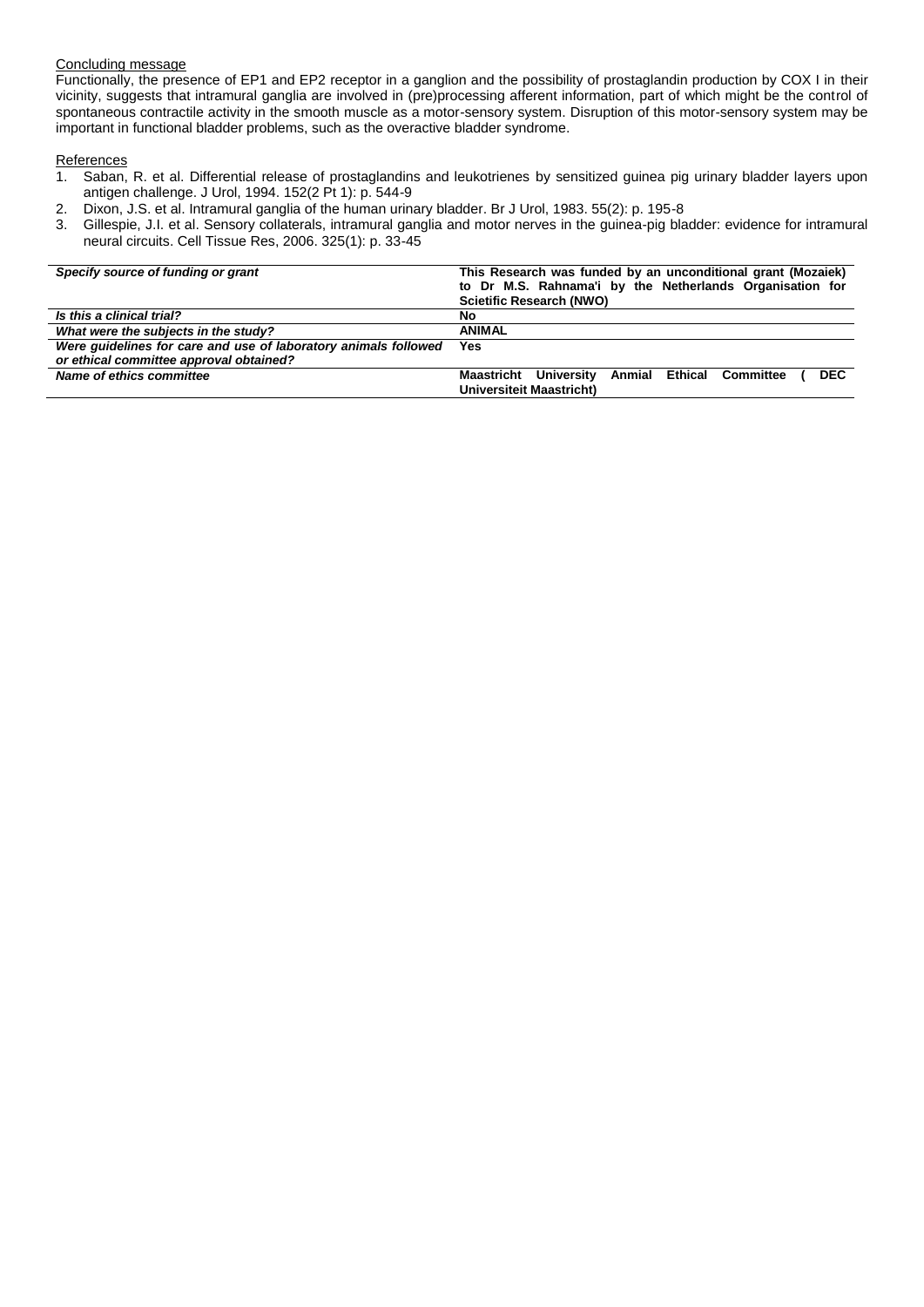Concluding message

Functionally, the presence of EP1 and EP2 receptor in a ganglion and the possibility of prostaglandin production by COX I in their vicinity, suggests that intramural ganglia are involved in (pre)processing afferent information, part of which might be the control of spontaneous contractile activity in the smooth muscle as a motor-sensory system. Disruption of this motor-sensory system may be important in functional bladder problems, such as the overactive bladder syndrome.

References

1. Saban, R. et al. Differential release of prostaglandins and leukotrienes by sensitized guinea pig urinary bladder layers upon antigen challenge. J Urol, 1994. 152(2 Pt 1): p. 544-9
2. Dixon, J.S. et al. Intramural ganglia of the human urinary bladder. Br J Urol, 1983. 55(2): p. 195-8
3. Gillespie, J.I. et al. Sensory collaterals, intramural ganglia and motor nerves in the guinea-pig bladder: evidence for intramural neural circuits. Cell Tissue Res, 2006. 325(1): p. 33-45

| | |
|---|---|
| ***Specify source of funding or grant*** | **This Research was funded by an unconditional grant (Mozaiek) to Dr M.S. Rahnama'i by the Netherlands Organisation for Scietific Research (NWO)** |
| ***Is this a clinical trial?*** | **No** |
| ***What were the subjects in the study?*** | **ANIMAL** |
| ***Were guidelines for care and use of laboratory animals followed or ethical committee approval obtained?*** | **Yes** |
| ***Name of ethics committee*** | **Maastricht University Anmial Ethical Committee ( DEC Universiteit Maastricht)** |